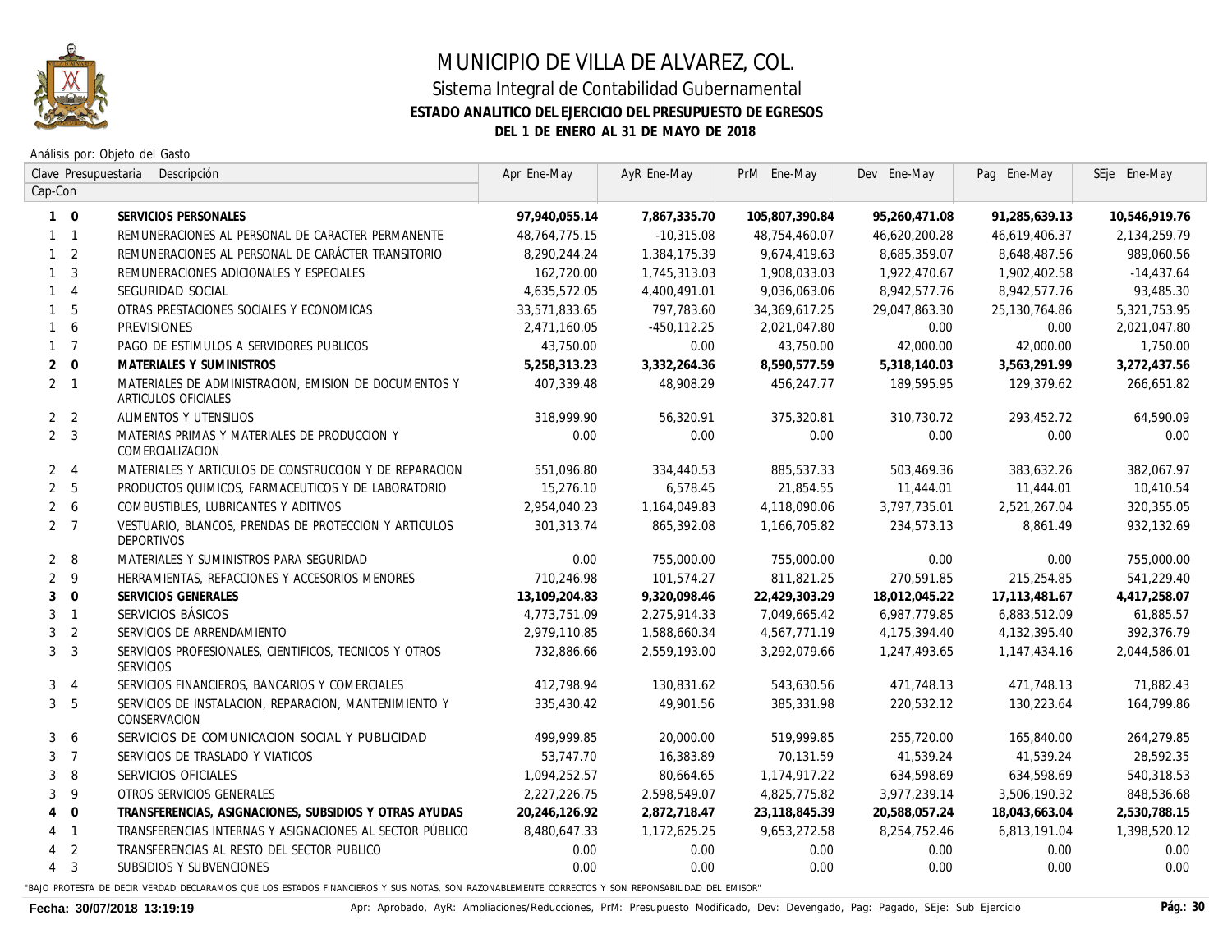# MUNICIPIO DE VILLA DE ALVAREZ, COL.

## Sistema Integral de Contabilidad Gubernamental

### ESTADO ANALITICO DEL EJERCICIO DEL PRESUPUESTO DE EGRESOS

### DEL 1 DE ENERO AL 31 DE MAYO DE 2018

Análisis por: Objeto del Gasto

| Clave Presupuestaria Cap-Con | | Descripción | Apr Ene-May | AyR Ene-May | PrM Ene-May | Dev Ene-May | Pag Ene-May | SEje Ene-May |
|---|---|---|---|---|---|---|---|---|
| **1** | **0** | **SERVICIOS PERSONALES** | **97,940,055.14** | **7,867,335.70** | **105,807,390.84** | **95,260,471.08** | **91,285,639.13** | **10,546,919.76** |
| 1 | 1 | REMUNERACIONES AL PERSONAL DE CARACTER PERMANENTE | 48,764,775.15 | -10,315.08 | 48,754,460.07 | 46,620,200.28 | 46,619,406.37 | 2,134,259.79 |
| 1 | 2 | REMUNERACIONES AL PERSONAL DE CARÁCTER TRANSITORIO | 8,290,244.24 | 1,384,175.39 | 9,674,419.63 | 8,685,359.07 | 8,648,487.56 | 989,060.56 |
| 1 | 3 | REMUNERACIONES ADICIONALES Y ESPECIALES | 162,720.00 | 1,745,313.03 | 1,908,033.03 | 1,922,470.67 | 1,902,402.58 | -14,437.64 |
| 1 | 4 | SEGURIDAD SOCIAL | 4,635,572.05 | 4,400,491.01 | 9,036,063.06 | 8,942,577.76 | 8,942,577.76 | 93,485.30 |
| 1 | 5 | OTRAS PRESTACIONES SOCIALES Y ECONOMICAS | 33,571,833.65 | 797,783.60 | 34,369,617.25 | 29,047,863.30 | 25,130,764.86 | 5,321,753.95 |
| 1 | 6 | PREVISIONES | 2,471,160.05 | -450,112.25 | 2,021,047.80 | 0.00 | 0.00 | 2,021,047.80 |
| 1 | 7 | PAGO DE ESTIMULOS A SERVIDORES PUBLICOS | 43,750.00 | 0.00 | 43,750.00 | 42,000.00 | 42,000.00 | 1,750.00 |
| **2** | **0** | **MATERIALES Y SUMINISTROS** | **5,258,313.23** | **3,332,264.36** | **8,590,577.59** | **5,318,140.03** | **3,563,291.99** | **3,272,437.56** |
| 2 | 1 | MATERIALES DE ADMINISTRACION, EMISION DE DOCUMENTOS Y ARTICULOS OFICIALES | 407,339.48 | 48,908.29 | 456,247.77 | 189,595.95 | 129,379.62 | 266,651.82 |
| 2 | 2 | ALIMENTOS Y UTENSILIOS | 318,999.90 | 56,320.91 | 375,320.81 | 310,730.72 | 293,452.72 | 64,590.09 |
| 2 | 3 | MATERIAS PRIMAS Y MATERIALES DE PRODUCCION Y COMERCIALIZACION | 0.00 | 0.00 | 0.00 | 0.00 | 0.00 | 0.00 |
| 2 | 4 | MATERIALES Y ARTICULOS DE CONSTRUCCION Y DE REPARACION | 551,096.80 | 334,440.53 | 885,537.33 | 503,469.36 | 383,632.26 | 382,067.97 |
| 2 | 5 | PRODUCTOS QUIMICOS, FARMACEUTICOS Y DE LABORATORIO | 15,276.10 | 6,578.45 | 21,854.55 | 11,444.01 | 11,444.01 | 10,410.54 |
| 2 | 6 | COMBUSTIBLES, LUBRICANTES Y ADITIVOS | 2,954,040.23 | 1,164,049.83 | 4,118,090.06 | 3,797,735.01 | 2,521,267.04 | 320,355.05 |
| 2 | 7 | VESTUARIO, BLANCOS, PRENDAS DE PROTECCION Y ARTICULOS DEPORTIVOS | 301,313.74 | 865,392.08 | 1,166,705.82 | 234,573.13 | 8,861.49 | 932,132.69 |
| 2 | 8 | MATERIALES Y SUMINISTROS PARA SEGURIDAD | 0.00 | 755,000.00 | 755,000.00 | 0.00 | 0.00 | 755,000.00 |
| 2 | 9 | HERRAMIENTAS, REFACCIONES Y ACCESORIOS MENORES | 710,246.98 | 101,574.27 | 811,821.25 | 270,591.85 | 215,254.85 | 541,229.40 |
| **3** | **0** | **SERVICIOS GENERALES** | **13,109,204.83** | **9,320,098.46** | **22,429,303.29** | **18,012,045.22** | **17,113,481.67** | **4,417,258.07** |
| 3 | 1 | SERVICIOS BÁSICOS | 4,773,751.09 | 2,275,914.33 | 7,049,665.42 | 6,987,779.85 | 6,883,512.09 | 61,885.57 |
| 3 | 2 | SERVICIOS DE ARRENDAMIENTO | 2,979,110.85 | 1,588,660.34 | 4,567,771.19 | 4,175,394.40 | 4,132,395.40 | 392,376.79 |
| 3 | 3 | SERVICIOS PROFESIONALES, CIENTIFICOS, TECNICOS Y OTROS SERVICIOS | 732,886.66 | 2,559,193.00 | 3,292,079.66 | 1,247,493.65 | 1,147,434.16 | 2,044,586.01 |
| 3 | 4 | SERVICIOS FINANCIEROS, BANCARIOS Y COMERCIALES | 412,798.94 | 130,831.62 | 543,630.56 | 471,748.13 | 471,748.13 | 71,882.43 |
| 3 | 5 | SERVICIOS DE INSTALACION, REPARACION, MANTENIMIENTO Y CONSERVACION | 335,430.42 | 49,901.56 | 385,331.98 | 220,532.12 | 130,223.64 | 164,799.86 |
| 3 | 6 | SERVICIOS DE COMUNICACION SOCIAL Y PUBLICIDAD | 499,999.85 | 20,000.00 | 519,999.85 | 255,720.00 | 165,840.00 | 264,279.85 |
| 3 | 7 | SERVICIOS DE TRASLADO Y VIATICOS | 53,747.70 | 16,383.89 | 70,131.59 | 41,539.24 | 41,539.24 | 28,592.35 |
| 3 | 8 | SERVICIOS OFICIALES | 1,094,252.57 | 80,664.65 | 1,174,917.22 | 634,598.69 | 634,598.69 | 540,318.53 |
| 3 | 9 | OTROS SERVICIOS GENERALES | 2,227,226.75 | 2,598,549.07 | 4,825,775.82 | 3,977,239.14 | 3,506,190.32 | 848,536.68 |
| **4** | **0** | **TRANSFERENCIAS, ASIGNACIONES, SUBSIDIOS Y OTRAS AYUDAS** | **20,246,126.92** | **2,872,718.47** | **23,118,845.39** | **20,588,057.24** | **18,043,663.04** | **2,530,788.15** |
| 4 | 1 | TRANSFERENCIAS INTERNAS Y ASIGNACIONES AL SECTOR PÚBLICO | 8,480,647.33 | 1,172,625.25 | 9,653,272.58 | 8,254,752.46 | 6,813,191.04 | 1,398,520.12 |
| 4 | 2 | TRANSFERENCIAS AL RESTO DEL SECTOR PUBLICO | 0.00 | 0.00 | 0.00 | 0.00 | 0.00 | 0.00 |
| 4 | 3 | SUBSIDIOS Y SUBVENCIONES | 0.00 | 0.00 | 0.00 | 0.00 | 0.00 | 0.00 |

"BAJO PROTESTA DE DECIR VERDAD DECLARAMOS QUE LOS ESTADOS FINANCIEROS Y SUS NOTAS, SON RAZONABLEMENTE CORRECTOS Y SON REPONSABILIDAD DEL EMISOR"

**Fecha: 30/07/2018 13:19:19** Apr: Aprobado, AyR: Ampliaciones/Reducciones, PrM: Presupuesto Modificado, Dev: Devengado, Pag: Pagado, SEje: Sub Ejercicio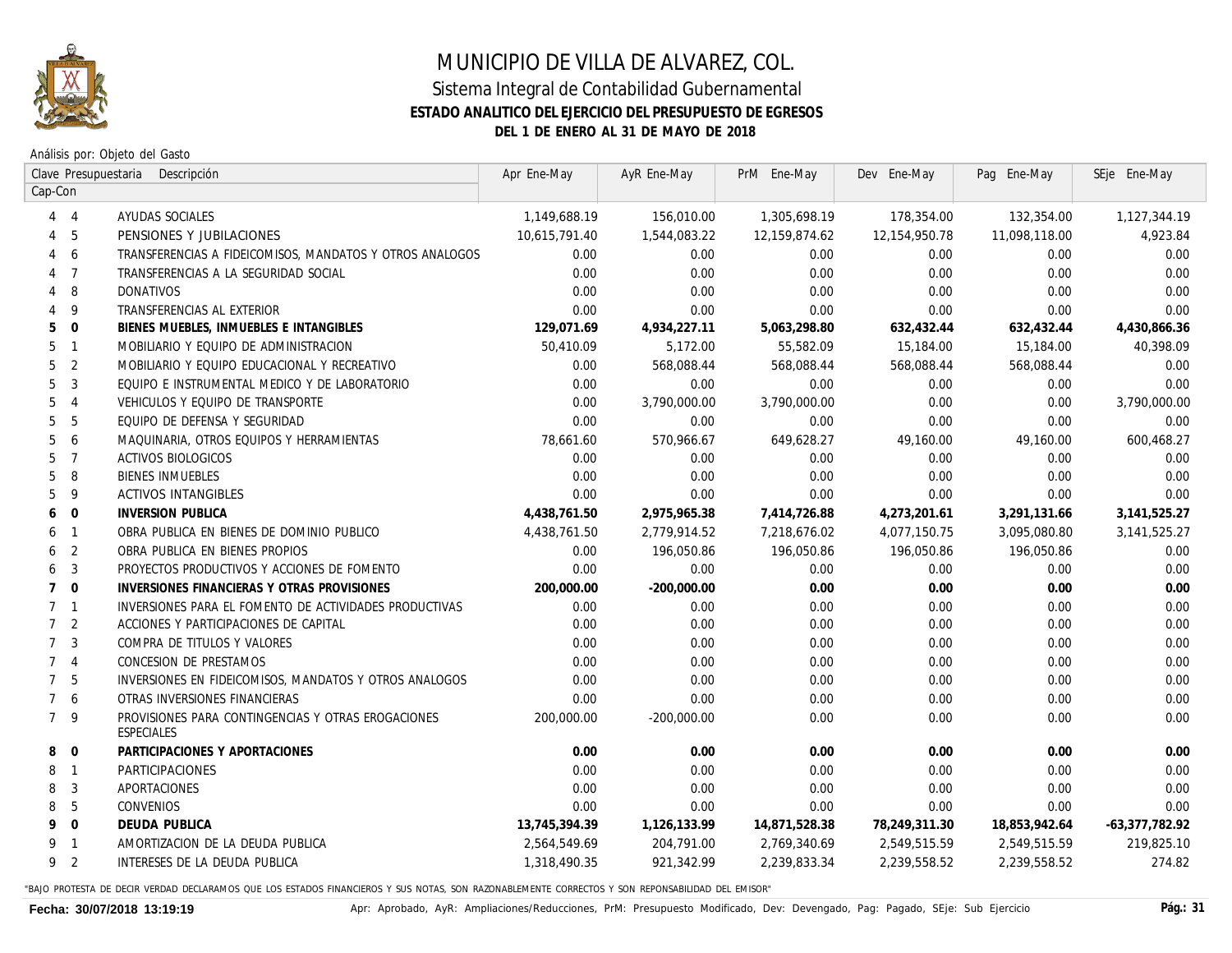# MUNICIPIO DE VILLA DE ALVAREZ, COL.

## Sistema Integral de Contabilidad Gubernamental

### ESTADO ANALITICO DEL EJERCICIO DEL PRESUPUESTO DE EGRESOS

### DEL 1 DE ENERO AL 31 DE MAYO DE 2018

Análisis por: Objeto del Gasto

| Clave Presupuestaria Cap-Con | | Descripción | Apr Ene-May | AyR Ene-May | PrM Ene-May | Dev Ene-May | Pag Ene-May | SEje Ene-May |
|---|---|---|---|---|---|---|---|---|
| 4 | 4 | AYUDAS SOCIALES | 1,149,688.19 | 156,010.00 | 1,305,698.19 | 178,354.00 | 132,354.00 | 1,127,344.19 |
| 4 | 5 | PENSIONES Y JUBILACIONES | 10,615,791.40 | 1,544,083.22 | 12,159,874.62 | 12,154,950.78 | 11,098,118.00 | 4,923.84 |
| 4 | 6 | TRANSFERENCIAS A FIDEICOMISOS, MANDATOS Y OTROS ANALOGOS | 0.00 | 0.00 | 0.00 | 0.00 | 0.00 | 0.00 |
| 4 | 7 | TRANSFERENCIAS A LA SEGURIDAD SOCIAL | 0.00 | 0.00 | 0.00 | 0.00 | 0.00 | 0.00 |
| 4 | 8 | DONATIVOS | 0.00 | 0.00 | 0.00 | 0.00 | 0.00 | 0.00 |
| 4 | 9 | TRANSFERENCIAS AL EXTERIOR | 0.00 | 0.00 | 0.00 | 0.00 | 0.00 | 0.00 |
| **5** | **0** | **BIENES MUEBLES, INMUEBLES E INTANGIBLES** | **129,071.69** | **4,934,227.11** | **5,063,298.80** | **632,432.44** | **632,432.44** | **4,430,866.36** |
| 5 | 1 | MOBILIARIO Y EQUIPO DE ADMINISTRACION | 50,410.09 | 5,172.00 | 55,582.09 | 15,184.00 | 15,184.00 | 40,398.09 |
| 5 | 2 | MOBILIARIO Y EQUIPO EDUCACIONAL Y RECREATIVO | 0.00 | 568,088.44 | 568,088.44 | 568,088.44 | 568,088.44 | 0.00 |
| 5 | 3 | EQUIPO E INSTRUMENTAL MEDICO Y DE LABORATORIO | 0.00 | 0.00 | 0.00 | 0.00 | 0.00 | 0.00 |
| 5 | 4 | VEHICULOS Y EQUIPO DE TRANSPORTE | 0.00 | 3,790,000.00 | 3,790,000.00 | 0.00 | 0.00 | 3,790,000.00 |
| 5 | 5 | EQUIPO DE DEFENSA Y SEGURIDAD | 0.00 | 0.00 | 0.00 | 0.00 | 0.00 | 0.00 |
| 5 | 6 | MAQUINARIA, OTROS EQUIPOS Y HERRAMIENTAS | 78,661.60 | 570,966.67 | 649,628.27 | 49,160.00 | 49,160.00 | 600,468.27 |
| 5 | 7 | ACTIVOS BIOLOGICOS | 0.00 | 0.00 | 0.00 | 0.00 | 0.00 | 0.00 |
| 5 | 8 | BIENES INMUEBLES | 0.00 | 0.00 | 0.00 | 0.00 | 0.00 | 0.00 |
| 5 | 9 | ACTIVOS INTANGIBLES | 0.00 | 0.00 | 0.00 | 0.00 | 0.00 | 0.00 |
| **6** | **0** | **INVERSION PUBLICA** | **4,438,761.50** | **2,975,965.38** | **7,414,726.88** | **4,273,201.61** | **3,291,131.66** | **3,141,525.27** |
| 6 | 1 | OBRA PUBLICA EN BIENES DE DOMINIO PUBLICO | 4,438,761.50 | 2,779,914.52 | 7,218,676.02 | 4,077,150.75 | 3,095,080.80 | 3,141,525.27 |
| 6 | 2 | OBRA PUBLICA EN BIENES PROPIOS | 0.00 | 196,050.86 | 196,050.86 | 196,050.86 | 196,050.86 | 0.00 |
| 6 | 3 | PROYECTOS PRODUCTIVOS Y ACCIONES DE FOMENTO | 0.00 | 0.00 | 0.00 | 0.00 | 0.00 | 0.00 |
| **7** | **0** | **INVERSIONES FINANCIERAS Y OTRAS PROVISIONES** | **200,000.00** | **-200,000.00** | **0.00** | **0.00** | **0.00** | **0.00** |
| 7 | 1 | INVERSIONES PARA EL FOMENTO DE ACTIVIDADES PRODUCTIVAS | 0.00 | 0.00 | 0.00 | 0.00 | 0.00 | 0.00 |
| 7 | 2 | ACCIONES Y PARTICIPACIONES DE CAPITAL | 0.00 | 0.00 | 0.00 | 0.00 | 0.00 | 0.00 |
| 7 | 3 | COMPRA DE TITULOS Y VALORES | 0.00 | 0.00 | 0.00 | 0.00 | 0.00 | 0.00 |
| 7 | 4 | CONCESION DE PRESTAMOS | 0.00 | 0.00 | 0.00 | 0.00 | 0.00 | 0.00 |
| 7 | 5 | INVERSIONES EN FIDEICOMISOS, MANDATOS Y OTROS ANALOGOS | 0.00 | 0.00 | 0.00 | 0.00 | 0.00 | 0.00 |
| 7 | 6 | OTRAS INVERSIONES FINANCIERAS | 0.00 | 0.00 | 0.00 | 0.00 | 0.00 | 0.00 |
| 7 | 9 | PROVISIONES PARA CONTINGENCIAS Y OTRAS EROGACIONES ESPECIALES | 200,000.00 | -200,000.00 | 0.00 | 0.00 | 0.00 | 0.00 |
| **8** | **0** | **PARTICIPACIONES Y APORTACIONES** | **0.00** | **0.00** | **0.00** | **0.00** | **0.00** | **0.00** |
| 8 | 1 | PARTICIPACIONES | 0.00 | 0.00 | 0.00 | 0.00 | 0.00 | 0.00 |
| 8 | 3 | APORTACIONES | 0.00 | 0.00 | 0.00 | 0.00 | 0.00 | 0.00 |
| 8 | 5 | CONVENIOS | 0.00 | 0.00 | 0.00 | 0.00 | 0.00 | 0.00 |
| **9** | **0** | **DEUDA PUBLICA** | **13,745,394.39** | **1,126,133.99** | **14,871,528.38** | **78,249,311.30** | **18,853,942.64** | **-63,377,782.92** |
| 9 | 1 | AMORTIZACION DE LA DEUDA PUBLICA | 2,564,549.69 | 204,791.00 | 2,769,340.69 | 2,549,515.59 | 2,549,515.59 | 219,825.10 |
| 9 | 2 | INTERESES DE LA DEUDA PUBLICA | 1,318,490.35 | 921,342.99 | 2,239,833.34 | 2,239,558.52 | 2,239,558.52 | 274.82 |

"BAJO PROTESTA DE DECIR VERDAD DECLARAMOS QUE LOS ESTADOS FINANCIEROS Y SUS NOTAS, SON RAZONABLEMENTE CORRECTOS Y SON REPONSABILIDAD DEL EMISOR"

**Fecha: 30/07/2018 13:19:19**

Apr: Aprobado, AyR: Ampliaciones/Reducciones, PrM: Presupuesto Modificado, Dev: Devengado, Pag: Pagado, SEje: Sub Ejercicio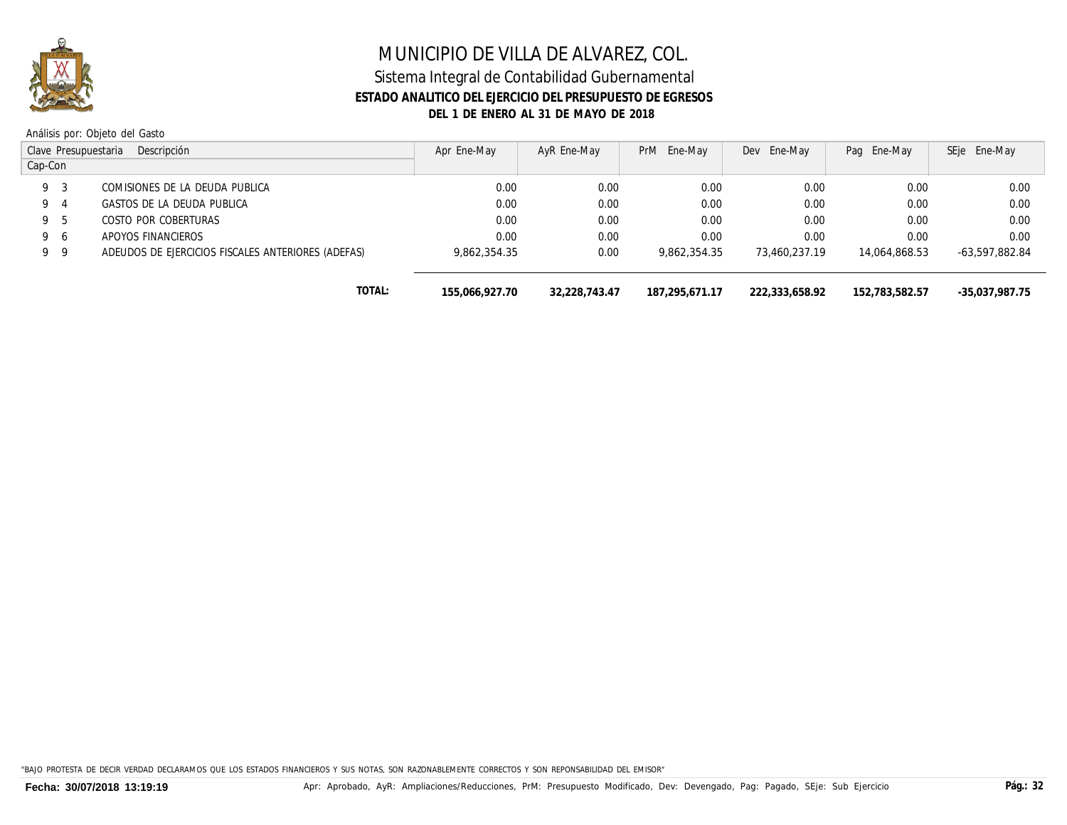# MUNICIPIO DE VILLA DE ALVAREZ, COL.

## Sistema Integral de Contabilidad Gubernamental

### ESTADO ANALITICO DEL EJERCICIO DEL PRESUPUESTO DE EGRESOS

**DEL 1 DE ENERO AL 31 DE MAYO DE 2018**

Análisis por: Objeto del Gasto

| Clave Presupuestaria Cap-Con | | Descripción | Apr Ene-May | AyR Ene-May | PrM Ene-May | Dev Ene-May | Pag Ene-May | SEje Ene-May |
|---|---|---|---|---|---|---|---|---|
| 9 | 3 | COMISIONES DE LA DEUDA PUBLICA | 0.00 | 0.00 | 0.00 | 0.00 | 0.00 | 0.00 |
| 9 | 4 | GASTOS DE LA DEUDA PUBLICA | 0.00 | 0.00 | 0.00 | 0.00 | 0.00 | 0.00 |
| 9 | 5 | COSTO POR COBERTURAS | 0.00 | 0.00 | 0.00 | 0.00 | 0.00 | 0.00 |
| 9 | 6 | APOYOS FINANCIEROS | 0.00 | 0.00 | 0.00 | 0.00 | 0.00 | 0.00 |
| 9 | 9 | ADEUDOS DE EJERCICIOS FISCALES ANTERIORES (ADEFAS) | 9,862,354.35 | 0.00 | 9,862,354.35 | 73,460,237.19 | 14,064,868.53 | -63,597,882.84 |
| | | **TOTAL:** | **155,066,927.70** | **32,228,743.47** | **187,295,671.17** | **222,333,658.92** | **152,783,582.57** | **-35,037,987.75** |

"BAJO PROTESTA DE DECIR VERDAD DECLARAMOS QUE LOS ESTADOS FINANCIEROS Y SUS NOTAS, SON RAZONABLEMENTE CORRECTOS Y SON REPONSABILIDAD DEL EMISOR"

**Fecha: 30/07/2018 13:19:19**

Apr: Aprobado, AyR: Ampliaciones/Reducciones, PrM: Presupuesto Modificado, Dev: Devengado, Pag: Pagado, SEje: Sub Ejercicio